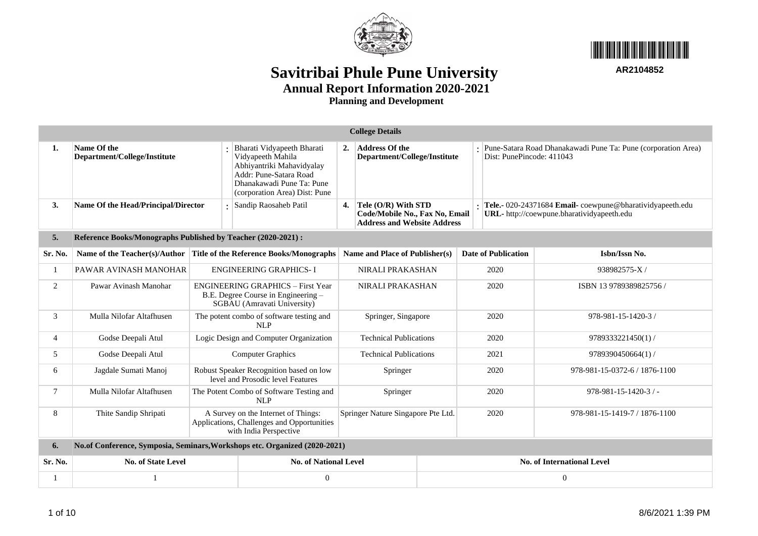AR2104852

# Savitribai Phule Pune University

## Annual Report Information 2020-2021

### Planning and Development

| College Details | | | | | | | |
|---|---|---|---|---|---|---|---|
| **1.** | **Name Of the Department/College/Institute** | : | Bharati Vidyapeeth Bharati Vidyapeeth Mahila Abhiyantriki Mahavidyalay Addr: Pune-Satara Road Dhanakawadi Pune Ta: Pune (corporation Area) Dist: Pune | **2.** | **Address Of the Department/College/Institute** | : | Pune-Satara Road Dhanakawadi Pune Ta: Pune (corporation Area) Dist: PunePincode: 411043 |
| **3.** | **Name Of the Head/Principal/Director** | : | Sandip Raosaheb Patil | **4.** | **Tele (O/R) With STD Code/Mobile No., Fax No, Email Address and Website Address** | : | **Tele.-** 020-24371684 **Email-** coewpune@bharatividyapeeth.edu **URL-** http://coewpune.bharatividyapeeth.edu |

**5. Reference Books/Monographs Published by Teacher (2020-2021) :**

| Sr. No. | Name of the Teacher(s)/Author | Title of the Reference Books/Monographs | Name and Place of Publisher(s) | Date of Publication | Isbn/Issn No. |
|---|---|---|---|---|---|
| 1 | PAWAR AVINASH MANOHAR | ENGINEERING GRAPHICS- I | NIRALI PRAKASHAN | 2020 | 938982575-X / |
| 2 | Pawar Avinash Manohar | ENGINEERING GRAPHICS – First Year B.E. Degree Course in Engineering – SGBAU (Amravati University) | NIRALI PRAKASHAN | 2020 | ISBN 13 9789389825756 / |
| 3 | Mulla Nilofar Altafhusen | The potent combo of software testing and NLP | Springer, Singapore | 2020 | 978-981-15-1420-3 / |
| 4 | Godse Deepali Atul | Logic Design and Computer Organization | Technical Publications | 2020 | 9789333221450(1) / |
| 5 | Godse Deepali Atul | Computer Graphics | Technical Publications | 2021 | 9789390450664(1) / |
| 6 | Jagdale Sumati Manoj | Robust Speaker Recognition based on low level and Prosodic level Features | Springer | 2020 | 978-981-15-0372-6 / 1876-1100 |
| 7 | Mulla Nilofar Altafhusen | The Potent Combo of Software Testing and NLP | Springer | 2020 | 978-981-15-1420-3 / - |
| 8 | Thite Sandip Shripati | A Survey on the Internet of Things: Applications, Challenges and Opportunities with India Perspective | Springer Nature Singapore Pte Ltd. | 2020 | 978-981-15-1419-7 / 1876-1100 |

**6. No.of Conference, Symposia, Seminars,Workshops etc. Organized (2020-2021)**

| Sr. No. | No. of State Level | No. of National Level | No. of International Level |
|---|---|---|---|
| 1 | 1 | 0 | 0 |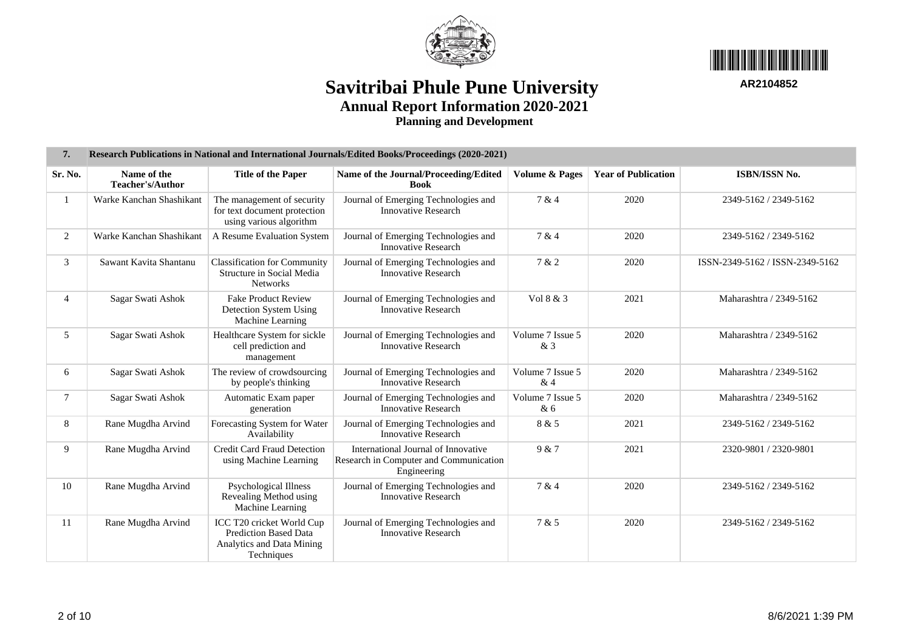# Savitribai Phule Pune University

AR2104852

## Annual Report Information 2020-2021

### Planning and Development

| 7. | Research Publications in National and International Journals/Edited Books/Proceedings (2020-2021) | | | | | |
|---|---|---|---|---|---|---|
| **Sr. No.** | **Name of the Teacher's/Author** | **Title of the Paper** | **Name of the Journal/Proceeding/Edited Book** | **Volume & Pages** | **Year of Publication** | **ISBN/ISSN No.** |
| 1 | Warke Kanchan Shashikant | The management of security for text document protection using various algorithm | Journal of Emerging Technologies and Innovative Research | 7 & 4 | 2020 | 2349-5162 / 2349-5162 |
| 2 | Warke Kanchan Shashikant | A Resume Evaluation System | Journal of Emerging Technologies and Innovative Research | 7 & 4 | 2020 | 2349-5162 / 2349-5162 |
| 3 | Sawant Kavita Shantanu | Classification for Community Structure in Social Media Networks | Journal of Emerging Technologies and Innovative Research | 7 & 2 | 2020 | ISSN-2349-5162 / ISSN-2349-5162 |
| 4 | Sagar Swati Ashok | Fake Product Review Detection System Using Machine Learning | Journal of Emerging Technologies and Innovative Research | Vol 8 & 3 | 2021 | Maharashtra / 2349-5162 |
| 5 | Sagar Swati Ashok | Healthcare System for sickle cell prediction and management | Journal of Emerging Technologies and Innovative Research | Volume 7 Issue 5 & 3 | 2020 | Maharashtra / 2349-5162 |
| 6 | Sagar Swati Ashok | The review of crowdsourcing by people's thinking | Journal of Emerging Technologies and Innovative Research | Volume 7 Issue 5 & 4 | 2020 | Maharashtra / 2349-5162 |
| 7 | Sagar Swati Ashok | Automatic Exam paper generation | Journal of Emerging Technologies and Innovative Research | Volume 7 Issue 5 & 6 | 2020 | Maharashtra / 2349-5162 |
| 8 | Rane Mugdha Arvind | Forecasting System for Water Availability | Journal of Emerging Technologies and Innovative Research | 8 & 5 | 2021 | 2349-5162 / 2349-5162 |
| 9 | Rane Mugdha Arvind | Credit Card Fraud Detection using Machine Learning | International Journal of Innovative Research in Computer and Communication Engineering | 9 & 7 | 2021 | 2320-9801 / 2320-9801 |
| 10 | Rane Mugdha Arvind | Psychological Illness Revealing Method using Machine Learning | Journal of Emerging Technologies and Innovative Research | 7 & 4 | 2020 | 2349-5162 / 2349-5162 |
| 11 | Rane Mugdha Arvind | ICC T20 cricket World Cup Prediction Based Data Analytics and Data Mining Techniques | Journal of Emerging Technologies and Innovative Research | 7 & 5 | 2020 | 2349-5162 / 2349-5162 |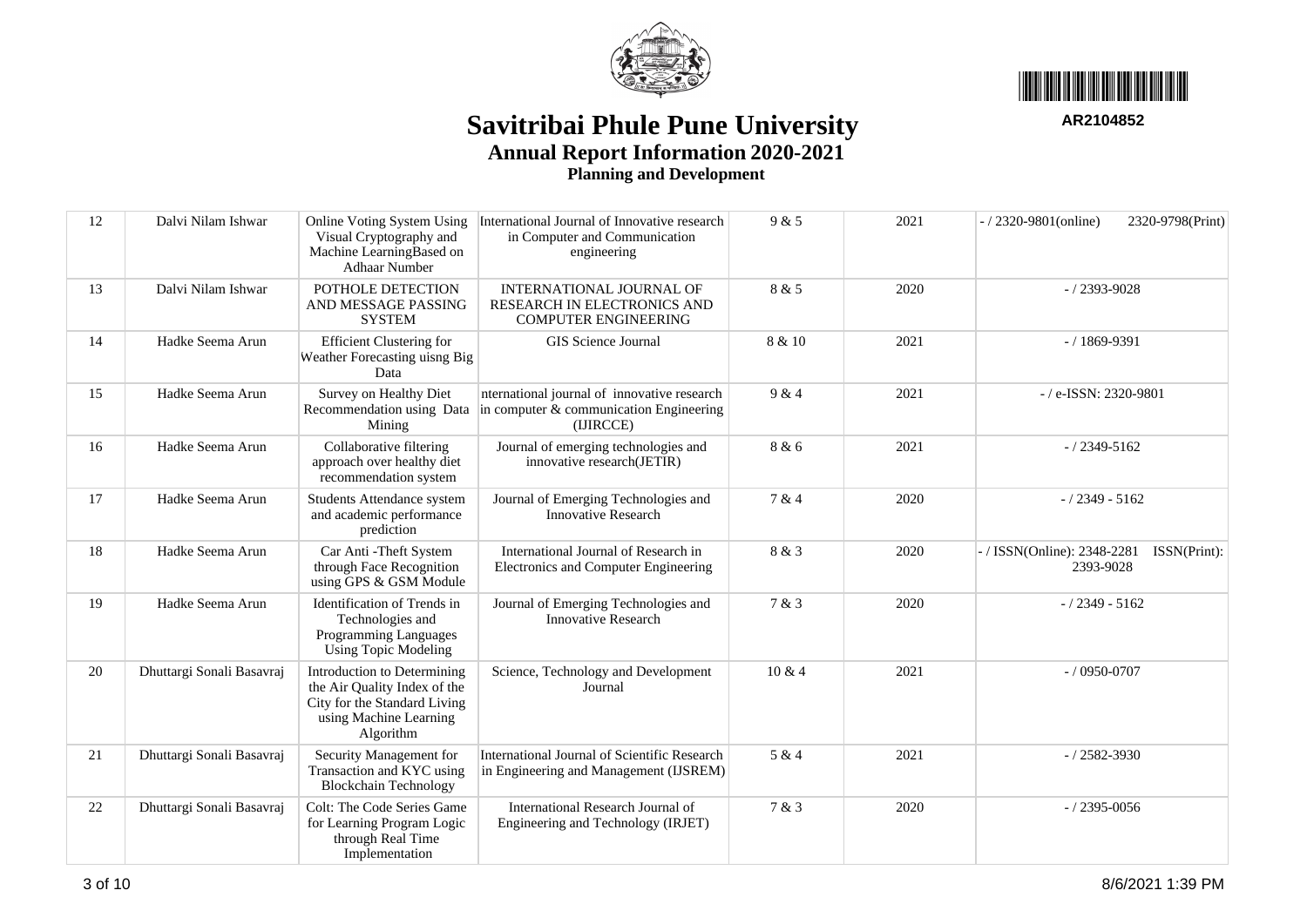# Savitribai Phule Pune University

## Annual Report Information 2020-2021

### Planning and Development

AR2104852

| | | | | | | |
|---|---|---|---|---|---|---|
| 12 | Dalvi Nilam Ishwar | Online Voting System Using Visual Cryptography and Machine LearningBased on Adhaar Number | International Journal of Innovative research in Computer and Communication engineering | 9 & 5 | 2021 | - / 2320-9801(online) 2320-9798(Print) |
| 13 | Dalvi Nilam Ishwar | POTHOLE DETECTION AND MESSAGE PASSING SYSTEM | INTERNATIONAL JOURNAL OF RESEARCH IN ELECTRONICS AND COMPUTER ENGINEERING | 8 & 5 | 2020 | - / 2393-9028 |
| 14 | Hadke Seema Arun | Efficient Clustering for Weather Forecasting uisng Big Data | GIS Science Journal | 8 & 10 | 2021 | - / 1869-9391 |
| 15 | Hadke Seema Arun | Survey on Healthy Diet Recommendation using Data Mining | nternational journal of innovative research in computer & communication Engineering (IJIRCCE) | 9 & 4 | 2021 | - / e-ISSN: 2320-9801 |
| 16 | Hadke Seema Arun | Collaborative filtering approach over healthy diet recommendation system | Journal of emerging technologies and innovative research(JETIR) | 8 & 6 | 2021 | - / 2349-5162 |
| 17 | Hadke Seema Arun | Students Attendance system and academic performance prediction | Journal of Emerging Technologies and Innovative Research | 7 & 4 | 2020 | - / 2349 - 5162 |
| 18 | Hadke Seema Arun | Car Anti -Theft System through Face Recognition using GPS & GSM Module | International Journal of Research in Electronics and Computer Engineering | 8 & 3 | 2020 | - / ISSN(Online): 2348-2281 ISSN(Print): 2393-9028 |
| 19 | Hadke Seema Arun | Identification of Trends in Technologies and Programming Languages Using Topic Modeling | Journal of Emerging Technologies and Innovative Research | 7 & 3 | 2020 | - / 2349 - 5162 |
| 20 | Dhuttargi Sonali Basavraj | Introduction to Determining the Air Quality Index of the City for the Standard Living using Machine Learning Algorithm | Science, Technology and Development Journal | 10 & 4 | 2021 | - / 0950-0707 |
| 21 | Dhuttargi Sonali Basavraj | Security Management for Transaction and KYC using Blockchain Technology | International Journal of Scientific Research in Engineering and Management (IJSREM) | 5 & 4 | 2021 | - / 2582-3930 |
| 22 | Dhuttargi Sonali Basavraj | Colt: The Code Series Game for Learning Program Logic through Real Time Implementation | International Research Journal of Engineering and Technology (IRJET) | 7 & 3 | 2020 | - / 2395-0056 |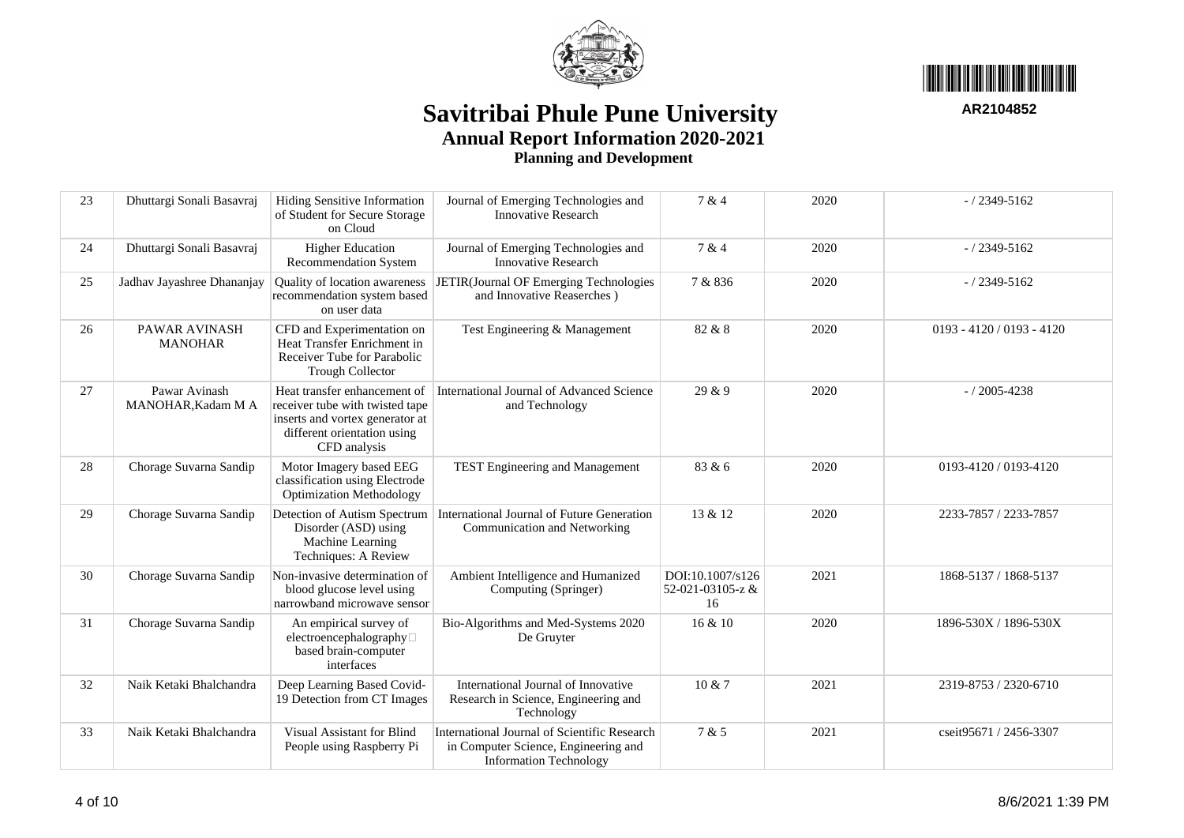# Savitribai Phule Pune University

## Annual Report Information 2020-2021

### Planning and Development

AR2104852

| | | | | | | |
|---|---|---|---|---|---|---|
| 23 | Dhuttargi Sonali Basavraj | Hiding Sensitive Information of Student for Secure Storage on Cloud | Journal of Emerging Technologies and Innovative Research | 7 & 4 | 2020 | - / 2349-5162 |
| 24 | Dhuttargi Sonali Basavraj | Higher Education Recommendation System | Journal of Emerging Technologies and Innovative Research | 7 & 4 | 2020 | - / 2349-5162 |
| 25 | Jadhav Jayashree Dhananjay | Quality of location awareness recommendation system based on user data | JETIR(Journal OF Emerging Technologies and Innovative Reaserches ) | 7 & 836 | 2020 | - / 2349-5162 |
| 26 | PAWAR AVINASH MANOHAR | CFD and Experimentation on Heat Transfer Enrichment in Receiver Tube for Parabolic Trough Collector | Test Engineering & Management | 82 & 8 | 2020 | 0193 - 4120 / 0193 - 4120 |
| 27 | Pawar Avinash MANOHAR,Kadam M A | Heat transfer enhancement of receiver tube with twisted tape inserts and vortex generator at different orientation using CFD analysis | International Journal of Advanced Science and Technology | 29 & 9 | 2020 | - / 2005-4238 |
| 28 | Chorage Suvarna Sandip | Motor Imagery based EEG classification using Electrode Optimization Methodology | TEST Engineering and Management | 83 & 6 | 2020 | 0193-4120 / 0193-4120 |
| 29 | Chorage Suvarna Sandip | Detection of Autism Spectrum Disorder (ASD) using Machine Learning Techniques: A Review | International Journal of Future Generation Communication and Networking | 13 & 12 | 2020 | 2233-7857 / 2233-7857 |
| 30 | Chorage Suvarna Sandip | Non-invasive determination of blood glucose level using narrowband microwave sensor | Ambient Intelligence and Humanized Computing (Springer) | DOI:10.1007/s12652-021-03105-z & 16 | 2021 | 1868-5137 / 1868-5137 |
| 31 | Chorage Suvarna Sandip | An empirical survey of electroencephalography based brain-computer interfaces | Bio-Algorithms and Med-Systems 2020 De Gruyter | 16 & 10 | 2020 | 1896-530X / 1896-530X |
| 32 | Naik Ketaki Bhalchandra | Deep Learning Based Covid-19 Detection from CT Images | International Journal of Innovative Research in Science, Engineering and Technology | 10 & 7 | 2021 | 2319-8753 / 2320-6710 |
| 33 | Naik Ketaki Bhalchandra | Visual Assistant for Blind People using Raspberry Pi | International Journal of Scientific Research in Computer Science, Engineering and Information Technology | 7 & 5 | 2021 | cseit95671 / 2456-3307 |

8/6/2021 1:39 PM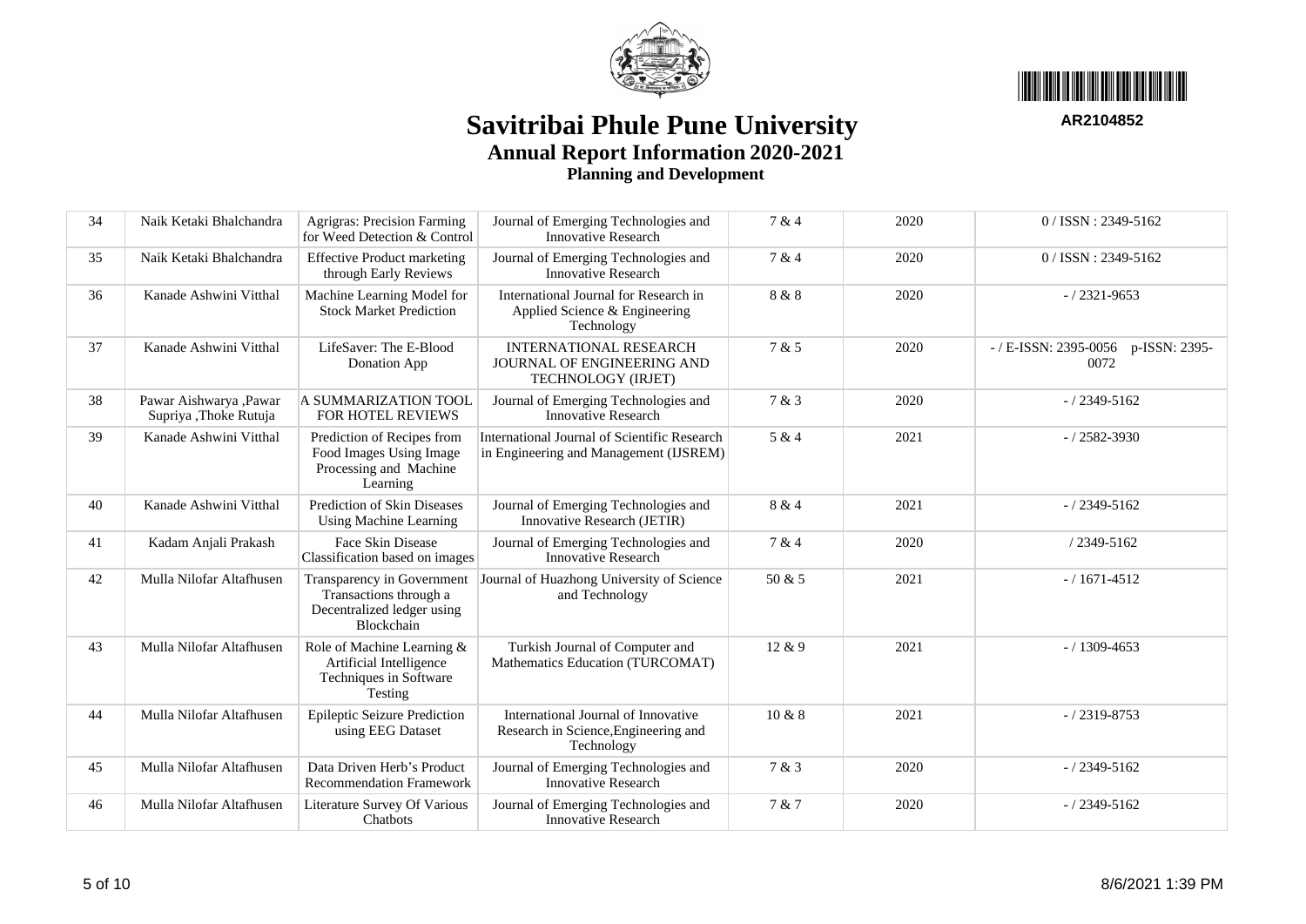# Savitribai Phule Pune University

## Annual Report Information 2020-2021

### Planning and Development

AR2104852

| 34 | Naik Ketaki Bhalchandra | Agrigras: Precision Farming for Weed Detection & Control | Journal of Emerging Technologies and Innovative Research | 7 & 4 | 2020 | 0 / ISSN : 2349-5162 |
|---|---|---|---|---|---|---|
| 35 | Naik Ketaki Bhalchandra | Effective Product marketing through Early Reviews | Journal of Emerging Technologies and Innovative Research | 7 & 4 | 2020 | 0 / ISSN : 2349-5162 |
| 36 | Kanade Ashwini Vitthal | Machine Learning Model for Stock Market Prediction | International Journal for Research in Applied Science & Engineering Technology | 8 & 8 | 2020 | - / 2321-9653 |
| 37 | Kanade Ashwini Vitthal | LifeSaver: The E-Blood Donation App | INTERNATIONAL RESEARCH JOURNAL OF ENGINEERING AND TECHNOLOGY (IRJET) | 7 & 5 | 2020 | - / E-ISSN: 2395-0056 p-ISSN: 2395-0072 |
| 38 | Pawar Aishwarya ,Pawar Supriya ,Thoke Rutuja | A SUMMARIZATION TOOL FOR HOTEL REVIEWS | Journal of Emerging Technologies and Innovative Research | 7 & 3 | 2020 | - / 2349-5162 |
| 39 | Kanade Ashwini Vitthal | Prediction of Recipes from Food Images Using Image Processing and Machine Learning | International Journal of Scientific Research in Engineering and Management (IJSREM) | 5 & 4 | 2021 | - / 2582-3930 |
| 40 | Kanade Ashwini Vitthal | Prediction of Skin Diseases Using Machine Learning | Journal of Emerging Technologies and Innovative Research (JETIR) | 8 & 4 | 2021 | - / 2349-5162 |
| 41 | Kadam Anjali Prakash | Face Skin Disease Classification based on images | Journal of Emerging Technologies and Innovative Research | 7 & 4 | 2020 | / 2349-5162 |
| 42 | Mulla Nilofar Altafhusen | Transparency in Government Transactions through a Decentralized ledger using Blockchain | Journal of Huazhong University of Science and Technology | 50 & 5 | 2021 | - / 1671-4512 |
| 43 | Mulla Nilofar Altafhusen | Role of Machine Learning & Artificial Intelligence Techniques in Software Testing | Turkish Journal of Computer and Mathematics Education (TURCOMAT) | 12 & 9 | 2021 | - / 1309-4653 |
| 44 | Mulla Nilofar Altafhusen | Epileptic Seizure Prediction using EEG Dataset | International Journal of Innovative Research in Science,Engineering and Technology | 10 & 8 | 2021 | - / 2319-8753 |
| 45 | Mulla Nilofar Altafhusen | Data Driven Herb's Product Recommendation Framework | Journal of Emerging Technologies and Innovative Research | 7 & 3 | 2020 | - / 2349-5162 |
| 46 | Mulla Nilofar Altafhusen | Literature Survey Of Various Chatbots | Journal of Emerging Technologies and Innovative Research | 7 & 7 | 2020 | - / 2349-5162 |

8/6/2021 1:39 PM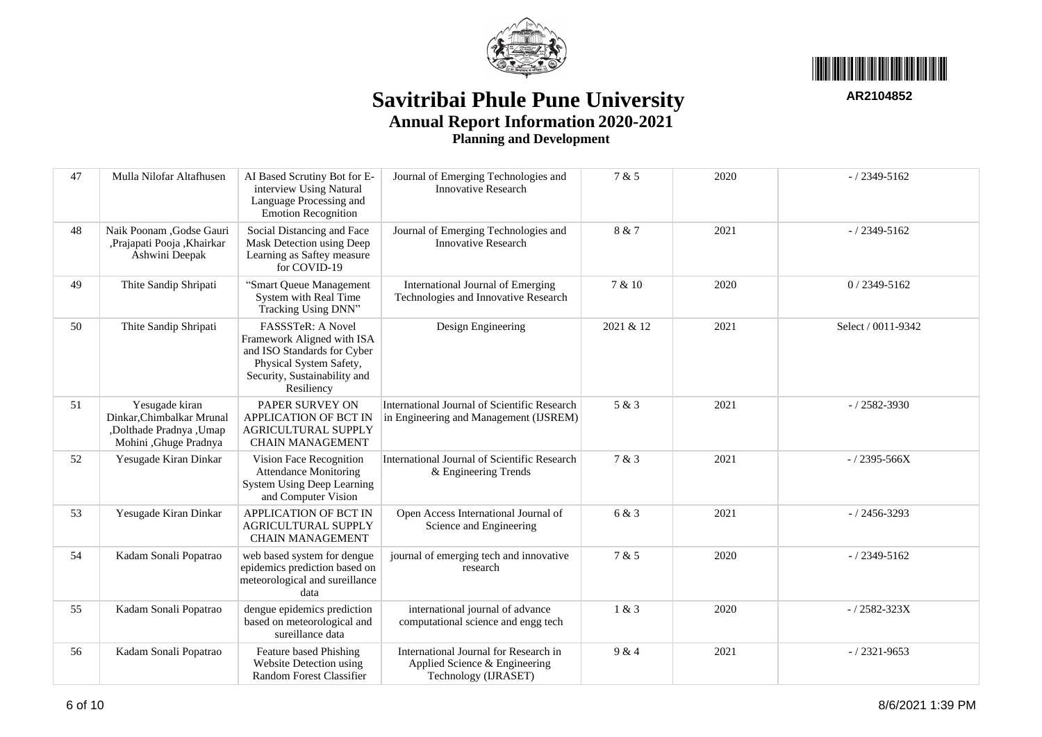# Savitribai Phule Pune University

## Annual Report Information 2020-2021

### Planning and Development

AR2104852

| | | | | | | |
|---|---|---|---|---|---|---|
| 47 | Mulla Nilofar Altafhusen | AI Based Scrutiny Bot for E-interview Using Natural Language Processing and Emotion Recognition | Journal of Emerging Technologies and Innovative Research | 7 & 5 | 2020 | - / 2349-5162 |
| 48 | Naik Poonam ,Godse Gauri ,Prajapati Pooja ,Khairkar Ashwini Deepak | Social Distancing and Face Mask Detection using Deep Learning as Saftey measure for COVID-19 | Journal of Emerging Technologies and Innovative Research | 8 & 7 | 2021 | - / 2349-5162 |
| 49 | Thite Sandip Shripati | "Smart Queue Management System with Real Time Tracking Using DNN" | International Journal of Emerging Technologies and Innovative Research | 7 & 10 | 2020 | 0 / 2349-5162 |
| 50 | Thite Sandip Shripati | FASSSTeR: A Novel Framework Aligned with ISA and ISO Standards for Cyber Physical System Safety, Security, Sustainability and Resiliency | Design Engineering | 2021 & 12 | 2021 | Select / 0011-9342 |
| 51 | Yesugade kiran Dinkar,Chimbalkar Mrunal ,Dolthade Pradnya ,Umap Mohini ,Ghuge Pradnya | PAPER SURVEY ON APPLICATION OF BCT IN AGRICULTURAL SUPPLY CHAIN MANAGEMENT | International Journal of Scientific Research in Engineering and Management (IJSREM) | 5 & 3 | 2021 | - / 2582-3930 |
| 52 | Yesugade Kiran Dinkar | Vision Face Recognition Attendance Monitoring System Using Deep Learning and Computer Vision | International Journal of Scientific Research & Engineering Trends | 7 & 3 | 2021 | - / 2395-566X |
| 53 | Yesugade Kiran Dinkar | APPLICATION OF BCT IN AGRICULTURAL SUPPLY CHAIN MANAGEMENT | Open Access International Journal of Science and Engineering | 6 & 3 | 2021 | - / 2456-3293 |
| 54 | Kadam Sonali Popatrao | web based system for dengue epidemics prediction based on meteorological and sureillance data | journal of emerging tech and innovative research | 7 & 5 | 2020 | - / 2349-5162 |
| 55 | Kadam Sonali Popatrao | dengue epidemics prediction based on meteorological and sureillance data | international journal of advance computational science and engg tech | 1 & 3 | 2020 | - / 2582-323X |
| 56 | Kadam Sonali Popatrao | Feature based Phishing Website Detection using Random Forest Classifier | International Journal for Research in Applied Science & Engineering Technology (IJRASET) | 9 & 4 | 2021 | - / 2321-9653 |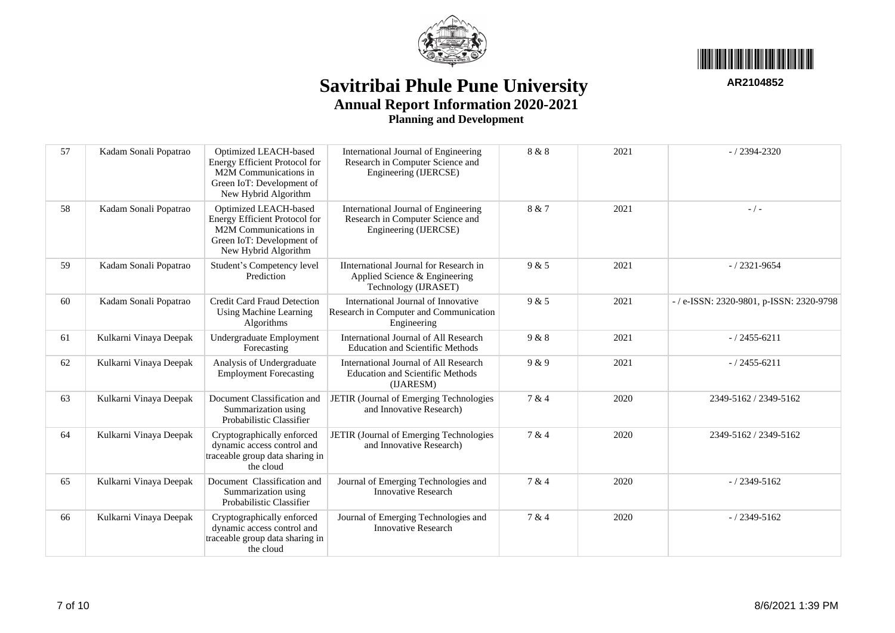# Savitribai Phule Pune University

## Annual Report Information 2020-2021

### Planning and Development

AR2104852

| | | | | | | |
|---|---|---|---|---|---|---|
| 57 | Kadam Sonali Popatrao | Optimized LEACH-based Energy Efficient Protocol for M2M Communications in Green IoT: Development of New Hybrid Algorithm | International Journal of Engineering Research in Computer Science and Engineering (IJERCSE) | 8 & 8 | 2021 | - / 2394-2320 |
| 58 | Kadam Sonali Popatrao | Optimized LEACH-based Energy Efficient Protocol for M2M Communications in Green IoT: Development of New Hybrid Algorithm | International Journal of Engineering Research in Computer Science and Engineering (IJERCSE) | 8 & 7 | 2021 | - / - |
| 59 | Kadam Sonali Popatrao | Student's Competency level Prediction | IInternational Journal for Research in Applied Science & Engineering Technology (IJRASET) | 9 & 5 | 2021 | - / 2321-9654 |
| 60 | Kadam Sonali Popatrao | Credit Card Fraud Detection Using Machine Learning Algorithms | International Journal of Innovative Research in Computer and Communication Engineering | 9 & 5 | 2021 | - / e-ISSN: 2320-9801, p-ISSN: 2320-9798 |
| 61 | Kulkarni Vinaya Deepak | Undergraduate Employment Forecasting | International Journal of All Research Education and Scientific Methods | 9 & 8 | 2021 | - / 2455-6211 |
| 62 | Kulkarni Vinaya Deepak | Analysis of Undergraduate Employment Forecasting | International Journal of All Research Education and Scientific Methods (IJARESM) | 9 & 9 | 2021 | - / 2455-6211 |
| 63 | Kulkarni Vinaya Deepak | Document Classification and Summarization using Probabilistic Classifier | JETIR (Journal of Emerging Technologies and Innovative Research) | 7 & 4 | 2020 | 2349-5162 / 2349-5162 |
| 64 | Kulkarni Vinaya Deepak | Cryptographically enforced dynamic access control and traceable group data sharing in the cloud | JETIR (Journal of Emerging Technologies and Innovative Research) | 7 & 4 | 2020 | 2349-5162 / 2349-5162 |
| 65 | Kulkarni Vinaya Deepak | Document Classification and Summarization using Probabilistic Classifier | Journal of Emerging Technologies and Innovative Research | 7 & 4 | 2020 | - / 2349-5162 |
| 66 | Kulkarni Vinaya Deepak | Cryptographically enforced dynamic access control and traceable group data sharing in the cloud | Journal of Emerging Technologies and Innovative Research | 7 & 4 | 2020 | - / 2349-5162 |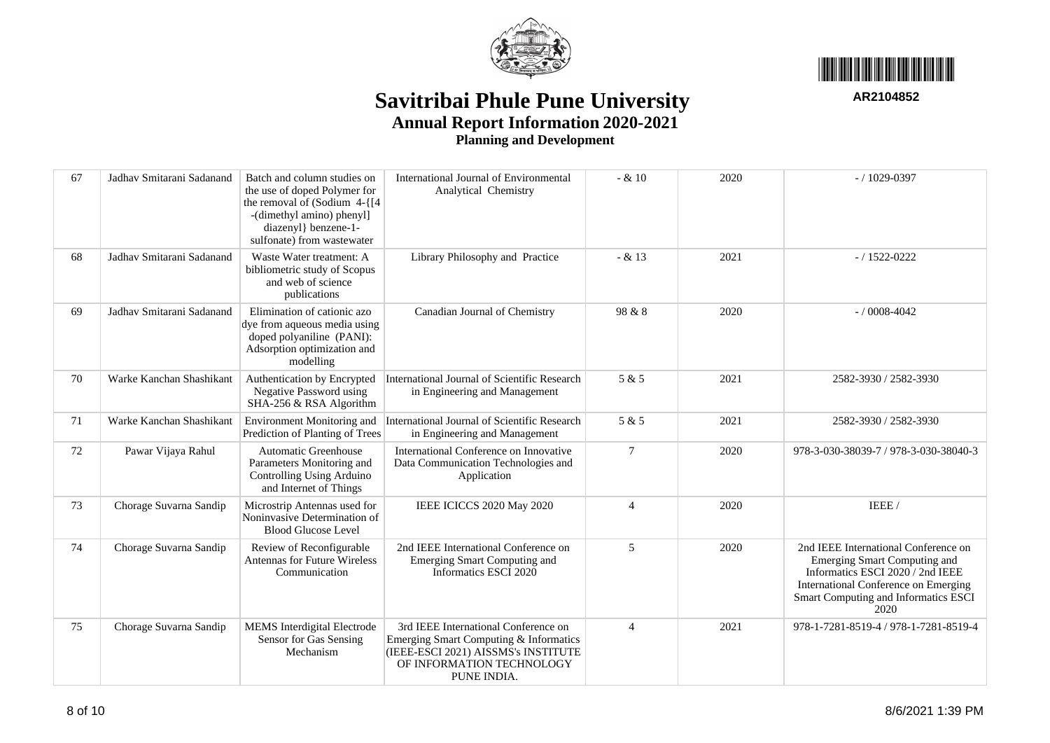# Savitribai Phule Pune University

## Annual Report Information 2020-2021

### Planning and Development

AR2104852

| | | | | | | |
|---|---|---|---|---|---|---|
| 67 | Jadhav Smitarani Sadanand | Batch and column studies on the use of doped Polymer for the removal of (Sodium 4-{[4 -(dimethyl amino) phenyl] diazenyl} benzene-1-sulfonate) from wastewater | International Journal of Environmental Analytical Chemistry | - & 10 | 2020 | - / 1029-0397 |
| 68 | Jadhav Smitarani Sadanand | Waste Water treatment: A bibliometric study of Scopus and web of science publications | Library Philosophy and Practice | - & 13 | 2021 | - / 1522-0222 |
| 69 | Jadhav Smitarani Sadanand | Elimination of cationic azo dye from aqueous media using doped polyaniline (PANI): Adsorption optimization and modelling | Canadian Journal of Chemistry | 98 & 8 | 2020 | - / 0008-4042 |
| 70 | Warke Kanchan Shashikant | Authentication by Encrypted Negative Password using SHA-256 & RSA Algorithm | International Journal of Scientific Research in Engineering and Management | 5 & 5 | 2021 | 2582-3930 / 2582-3930 |
| 71 | Warke Kanchan Shashikant | Environment Monitoring and Prediction of Planting of Trees | International Journal of Scientific Research in Engineering and Management | 5 & 5 | 2021 | 2582-3930 / 2582-3930 |
| 72 | Pawar Vijaya Rahul | Automatic Greenhouse Parameters Monitoring and Controlling Using Arduino and Internet of Things | International Conference on Innovative Data Communication Technologies and Application | 7 | 2020 | 978-3-030-38039-7 / 978-3-030-38040-3 |
| 73 | Chorage Suvarna Sandip | Microstrip Antennas used for Noninvasive Determination of Blood Glucose Level | IEEE ICICCS 2020 May 2020 | 4 | 2020 | IEEE / |
| 74 | Chorage Suvarna Sandip | Review of Reconfigurable Antennas for Future Wireless Communication | 2nd IEEE International Conference on Emerging Smart Computing and Informatics ESCI 2020 | 5 | 2020 | 2nd IEEE International Conference on Emerging Smart Computing and Informatics ESCI 2020 / 2nd IEEE International Conference on Emerging Smart Computing and Informatics ESCI 2020 |
| 75 | Chorage Suvarna Sandip | MEMS Interdigital Electrode Sensor for Gas Sensing Mechanism | 3rd IEEE International Conference on Emerging Smart Computing & Informatics (IEEE-ESCI 2021) AISSMS's INSTITUTE OF INFORMATION TECHNOLOGY PUNE INDIA. | 4 | 2021 | 978-1-7281-8519-4 / 978-1-7281-8519-4 |

8/6/2021 1:39 PM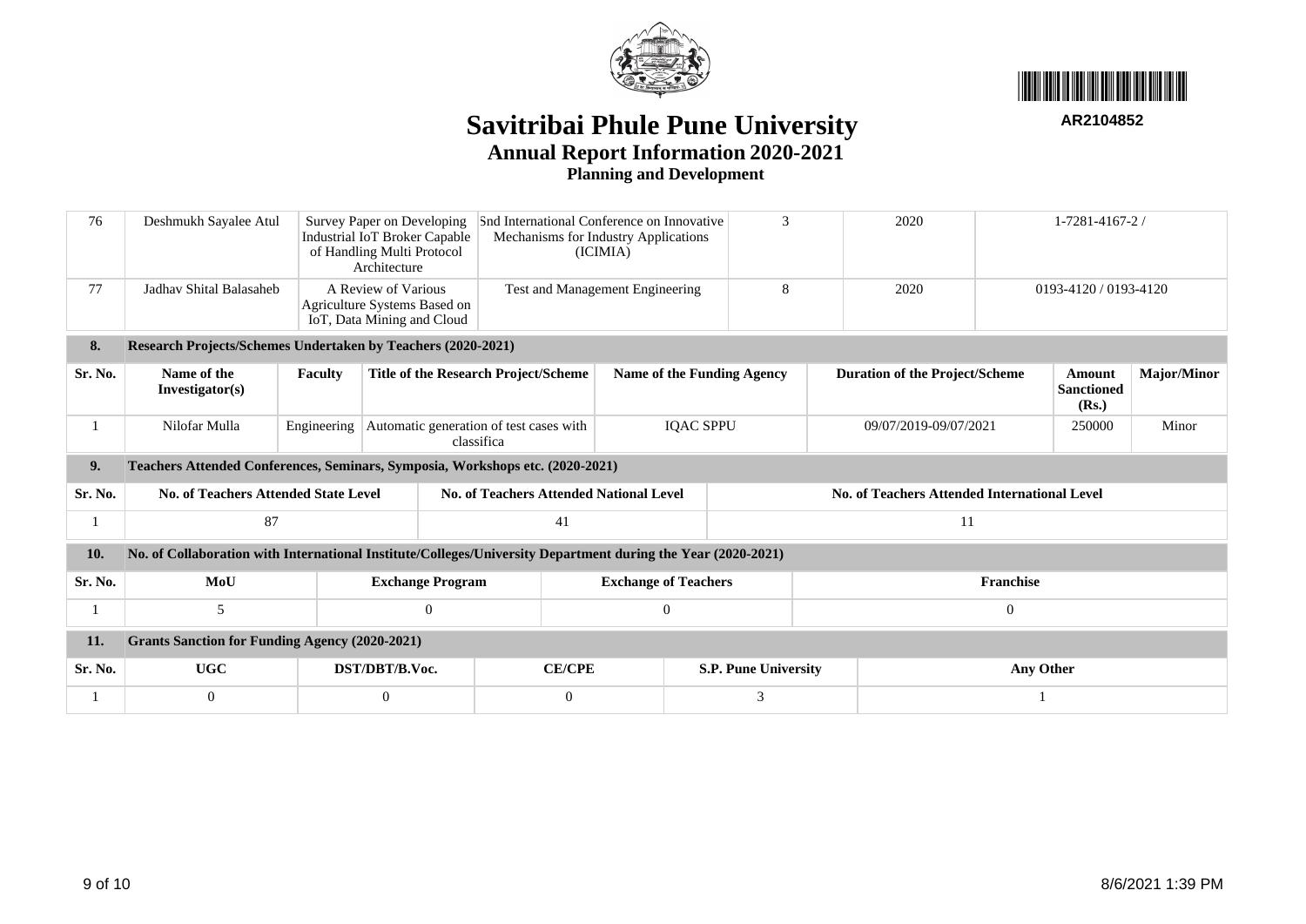# Savitribai Phule Pune University

## Annual Report Information 2020-2021

### Planning and Development

AR2104852

| 76 | Deshmukh Sayalee Atul | Survey Paper on Developing Industrial IoT Broker Capable of Handling Multi Protocol Architecture | 5nd International Conference on Innovative Mechanisms for Industry Applications (ICIMIA) | 3 | 2020 | 1-7281-4167-2 / |
|---|---|---|---|---|---|---|
| 77 | Jadhav Shital Balasaheb | A Review of Various Agriculture Systems Based on IoT, Data Mining and Cloud | Test and Management Engineering | 8 | 2020 | 0193-4120 / 0193-4120 |

**8. Research Projects/Schemes Undertaken by Teachers (2020-2021)**

| Sr. No. | Name of the Investigator(s) | Faculty | Title of the Research Project/Scheme | Name of the Funding Agency | Duration of the Project/Scheme | Amount Sanctioned (Rs.) | Major/Minor |
|---|---|---|---|---|---|---|---|
| 1 | Nilofar Mulla | Engineering | Automatic generation of test cases with classifica | IQAC SPPU | 09/07/2019-09/07/2021 | 250000 | Minor |

**9. Teachers Attended Conferences, Seminars, Symposia, Workshops etc. (2020-2021)**

| Sr. No. | No. of Teachers Attended State Level | No. of Teachers Attended National Level | No. of Teachers Attended International Level |
|---|---|---|---|
| 1 | 87 | 41 | 11 |

**10. No. of Collaboration with International Institute/Colleges/University Department during the Year (2020-2021)**

| Sr. No. | MoU | Exchange Program | Exchange of Teachers | Franchise |
|---|---|---|---|---|
| 1 | 5 | 0 | 0 | 0 |

**11. Grants Sanction for Funding Agency (2020-2021)**

| Sr. No. | UGC | DST/DBT/B.Voc. | CE/CPE | S.P. Pune University | Any Other |
|---|---|---|---|---|---|
| 1 | 0 | 0 | 0 | 3 | 1 |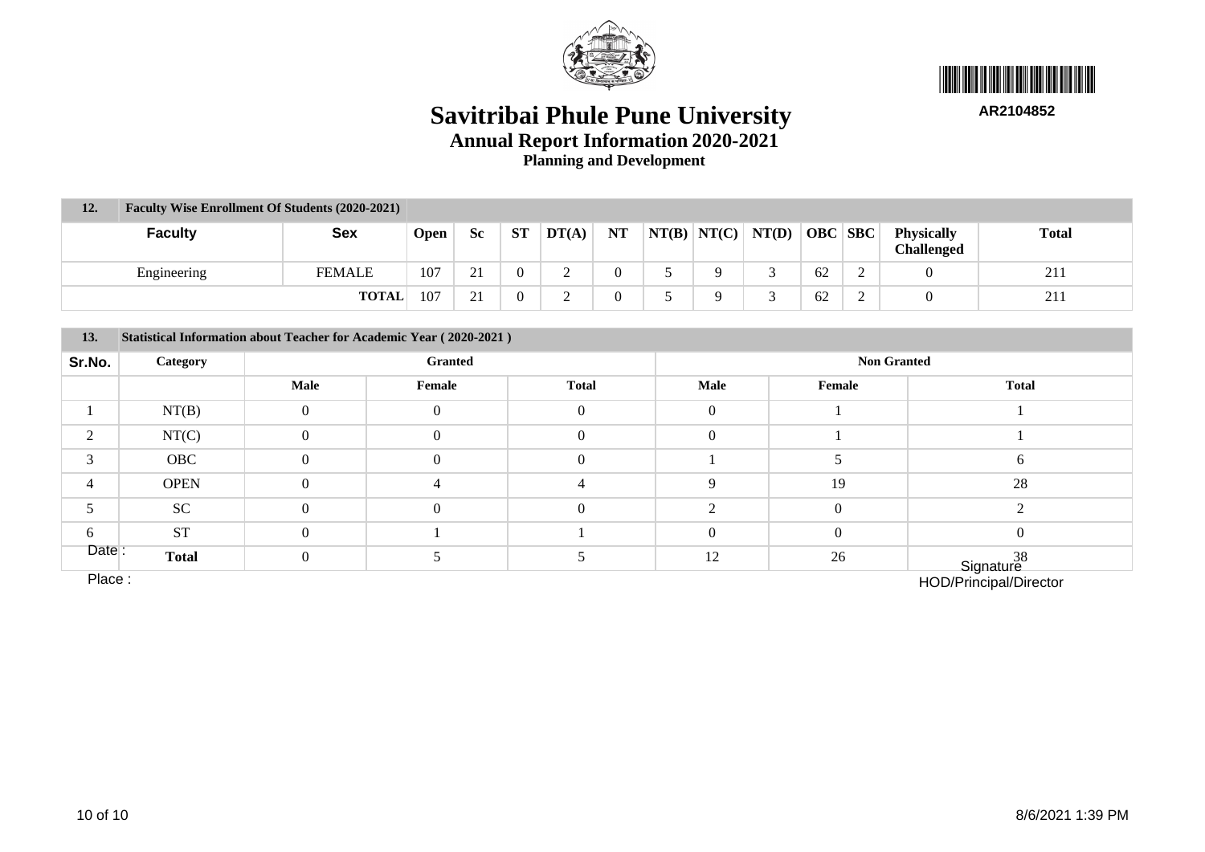# Savitribai Phule Pune University

## Annual Report Information 2020-2021

### Planning and Development

AR2104852

**12. Faculty Wise Enrollment Of Students (2020-2021)**

| Faculty | Sex | Open | Sc | ST | DT(A) | NT | NT(B) | NT(C) | NT(D) | OBC | SBC | Physically Challenged | Total |
|---|---|---|---|---|---|---|---|---|---|---|---|---|---|
| Engineering | FEMALE | 107 | 21 | 0 | 2 | 0 | 5 | 9 | 3 | 62 | 2 | 0 | 211 |
| | TOTAL | 107 | 21 | 0 | 2 | 0 | 5 | 9 | 3 | 62 | 2 | 0 | 211 |

**13. Statistical Information about Teacher for Academic Year ( 2020-2021 )**

| Sr.No. | Category | Granted | | | Non Granted | | |
|---|---|---|---|---|---|---|---|
| | | Male | Female | Total | Male | Female | Total |
| 1 | NT(B) | 0 | 0 | 0 | 0 | 1 | 1 |
| 2 | NT(C) | 0 | 0 | 0 | 0 | 1 | 1 |
| 3 | OBC | 0 | 0 | 0 | 1 | 5 | 6 |
| 4 | OPEN | 0 | 4 | 4 | 9 | 19 | 28 |
| 5 | SC | 0 | 0 | 0 | 2 | 0 | 2 |
| 6 | ST | 0 | 1 | 1 | 0 | 0 | 0 |
| | Total | 0 | 5 | 5 | 12 | 26 | 38 |

Date :

Place :

Signature

HOD/Principal/Director